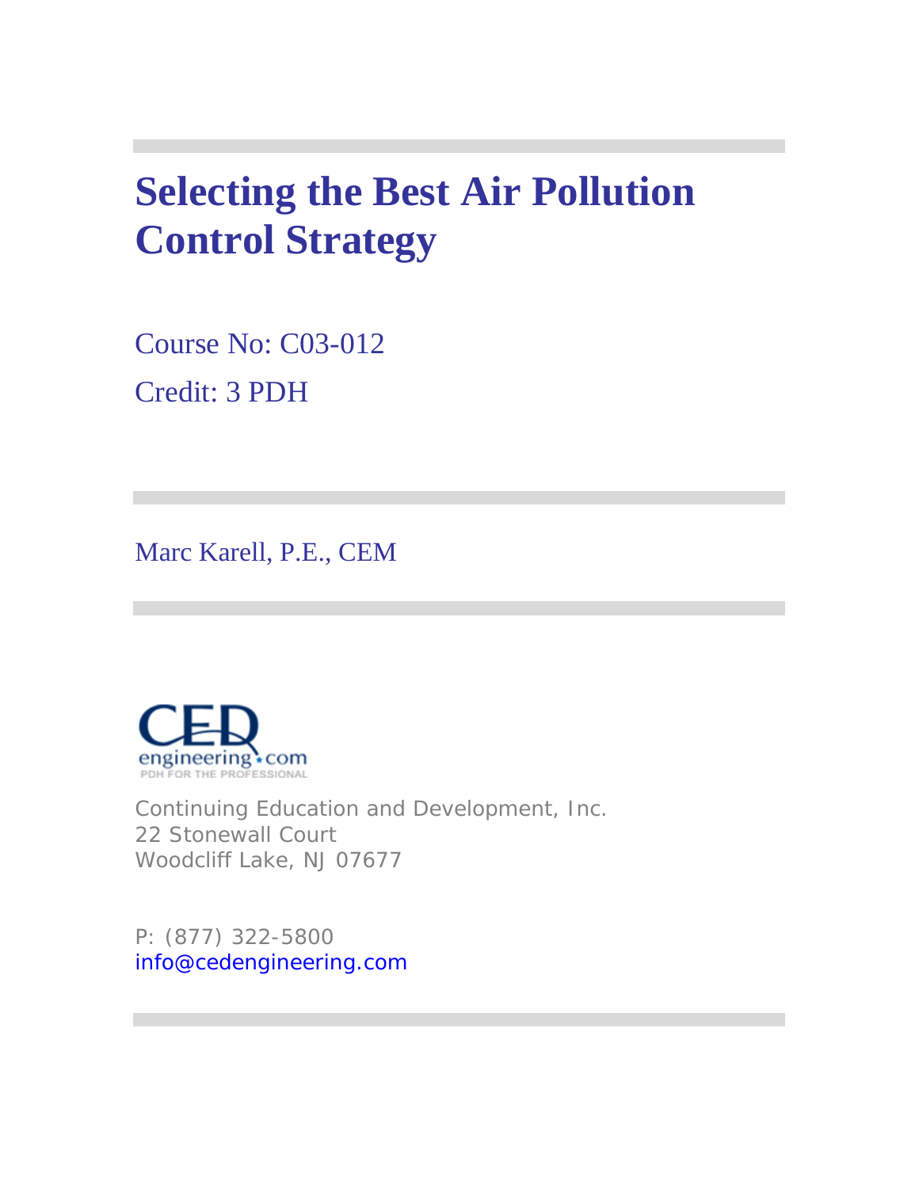# Selecting the Best Air Pollution Control Strategy

Course No: C03-012

Credit: 3 PDH

Marc Karell, P.E., CEM

Continuing Education and Development, Inc.
22 Stonewall Court
Woodcliff Lake, NJ 07677

P: (877) 322-5800
info@cedengineering.com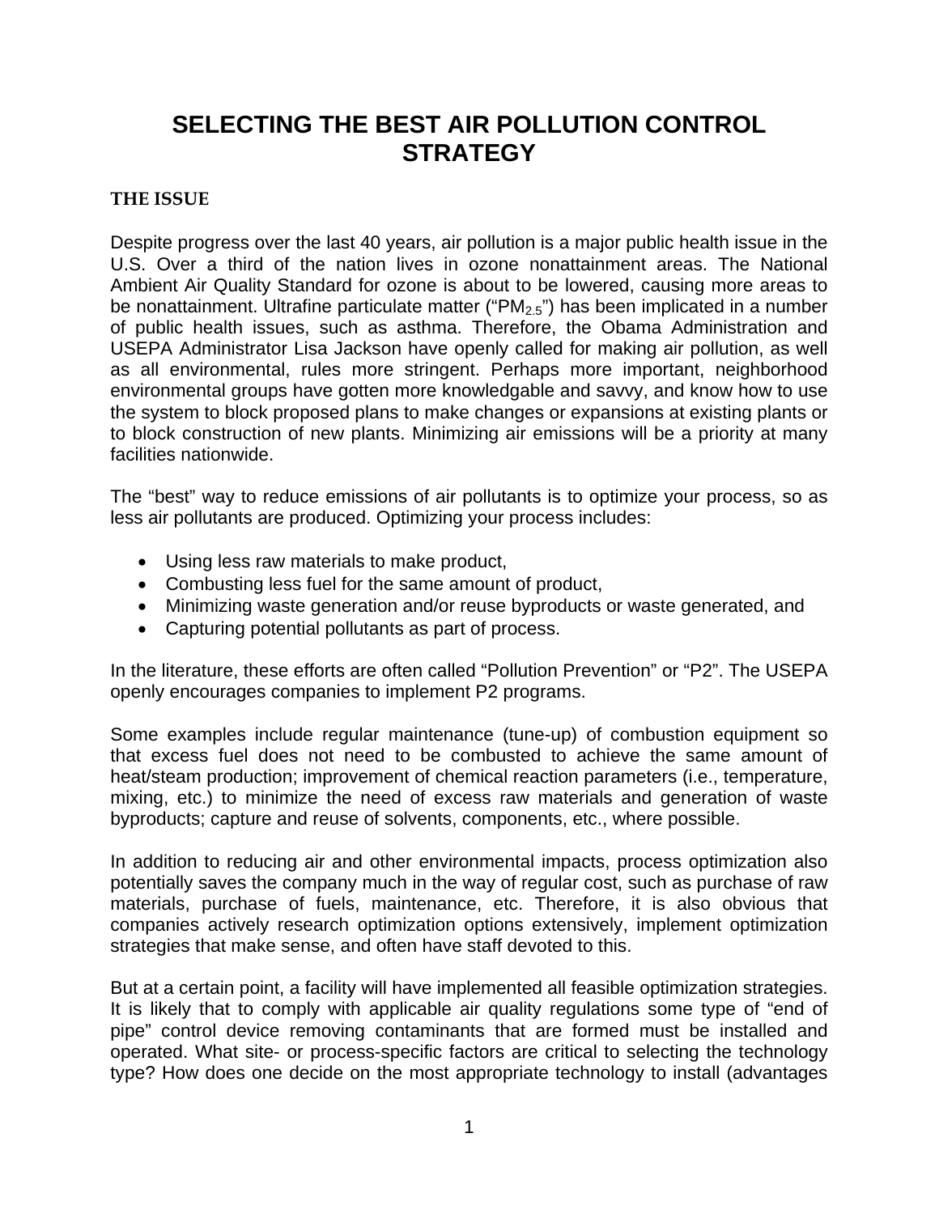# SELECTING THE BEST AIR POLLUTION CONTROL STRATEGY

## THE ISSUE

Despite progress over the last 40 years, air pollution is a major public health issue in the U.S. Over a third of the nation lives in ozone nonattainment areas. The National Ambient Air Quality Standard for ozone is about to be lowered, causing more areas to be nonattainment. Ultrafine particulate matter ("$PM_{2.5}$") has been implicated in a number of public health issues, such as asthma. Therefore, the Obama Administration and USEPA Administrator Lisa Jackson have openly called for making air pollution, as well as all environmental, rules more stringent. Perhaps more important, neighborhood environmental groups have gotten more knowledgable and savvy, and know how to use the system to block proposed plans to make changes or expansions at existing plants or to block construction of new plants. Minimizing air emissions will be a priority at many facilities nationwide.

The "best" way to reduce emissions of air pollutants is to optimize your process, so as less air pollutants are produced. Optimizing your process includes:

- Using less raw materials to make product,
- Combusting less fuel for the same amount of product,
- Minimizing waste generation and/or reuse byproducts or waste generated, and
- Capturing potential pollutants as part of process.

In the literature, these efforts are often called "Pollution Prevention" or "P2". The USEPA openly encourages companies to implement P2 programs.

Some examples include regular maintenance (tune-up) of combustion equipment so that excess fuel does not need to be combusted to achieve the same amount of heat/steam production; improvement of chemical reaction parameters (i.e., temperature, mixing, etc.) to minimize the need of excess raw materials and generation of waste byproducts; capture and reuse of solvents, components, etc., where possible.

In addition to reducing air and other environmental impacts, process optimization also potentially saves the company much in the way of regular cost, such as purchase of raw materials, purchase of fuels, maintenance, etc. Therefore, it is also obvious that companies actively research optimization options extensively, implement optimization strategies that make sense, and often have staff devoted to this.

But at a certain point, a facility will have implemented all feasible optimization strategies. It is likely that to comply with applicable air quality regulations some type of "end of pipe" control device removing contaminants that are formed must be installed and operated. What site- or process-specific factors are critical to selecting the technology type? How does one decide on the most appropriate technology to install (advantages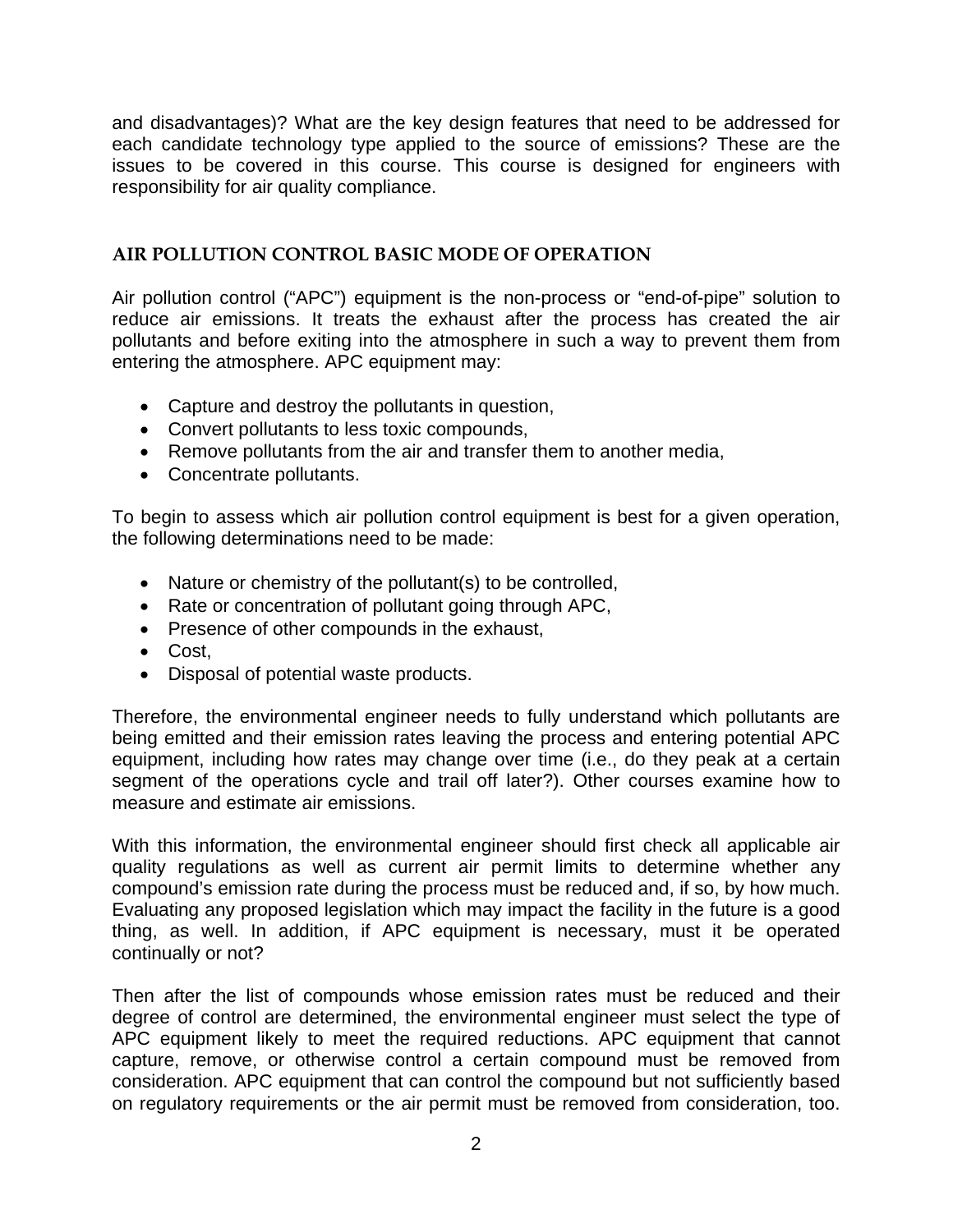and disadvantages)? What are the key design features that need to be addressed for each candidate technology type applied to the source of emissions? These are the issues to be covered in this course. This course is designed for engineers with responsibility for air quality compliance.

## AIR POLLUTION CONTROL BASIC MODE OF OPERATION

Air pollution control ("APC") equipment is the non-process or "end-of-pipe" solution to reduce air emissions. It treats the exhaust after the process has created the air pollutants and before exiting into the atmosphere in such a way to prevent them from entering the atmosphere. APC equipment may:

- Capture and destroy the pollutants in question,
- Convert pollutants to less toxic compounds,
- Remove pollutants from the air and transfer them to another media,
- Concentrate pollutants.

To begin to assess which air pollution control equipment is best for a given operation, the following determinations need to be made:

- Nature or chemistry of the pollutant(s) to be controlled,
- Rate or concentration of pollutant going through APC,
- Presence of other compounds in the exhaust,
- Cost,
- Disposal of potential waste products.

Therefore, the environmental engineer needs to fully understand which pollutants are being emitted and their emission rates leaving the process and entering potential APC equipment, including how rates may change over time (i.e., do they peak at a certain segment of the operations cycle and trail off later?). Other courses examine how to measure and estimate air emissions.

With this information, the environmental engineer should first check all applicable air quality regulations as well as current air permit limits to determine whether any compound's emission rate during the process must be reduced and, if so, by how much. Evaluating any proposed legislation which may impact the facility in the future is a good thing, as well. In addition, if APC equipment is necessary, must it be operated continually or not?

Then after the list of compounds whose emission rates must be reduced and their degree of control are determined, the environmental engineer must select the type of APC equipment likely to meet the required reductions. APC equipment that cannot capture, remove, or otherwise control a certain compound must be removed from consideration. APC equipment that can control the compound but not sufficiently based on regulatory requirements or the air permit must be removed from consideration, too.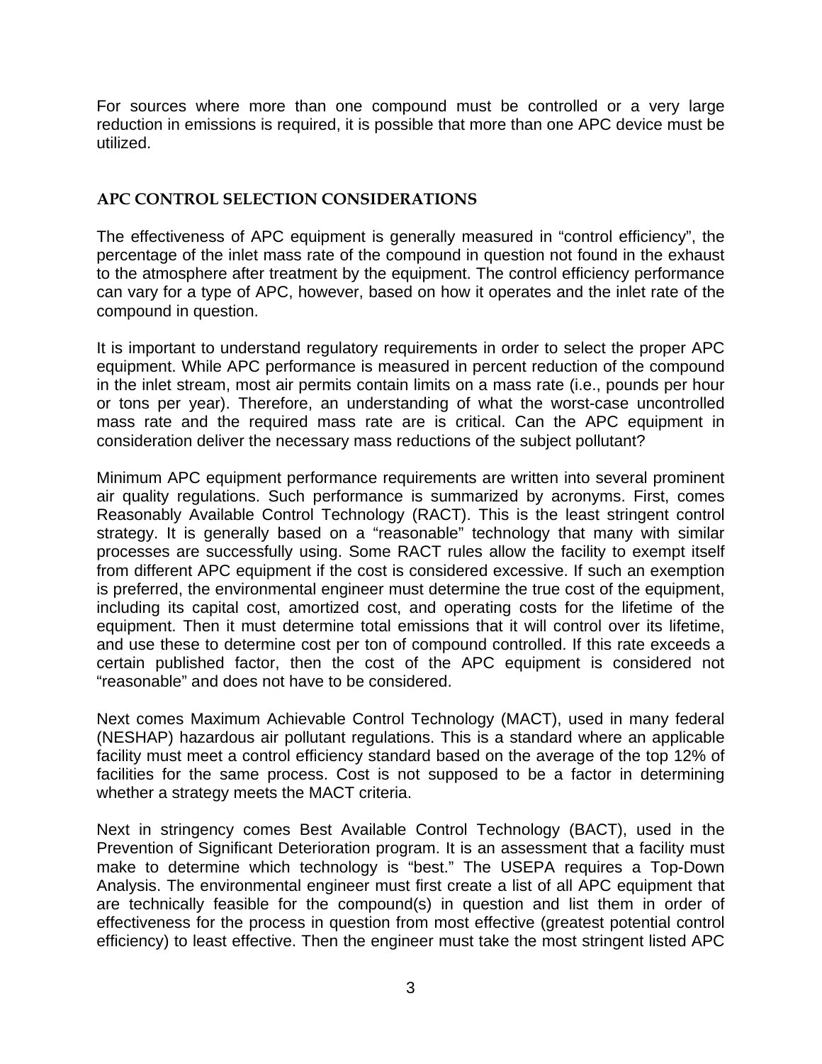For sources where more than one compound must be controlled or a very large reduction in emissions is required, it is possible that more than one APC device must be utilized.

## APC CONTROL SELECTION CONSIDERATIONS

The effectiveness of APC equipment is generally measured in "control efficiency", the percentage of the inlet mass rate of the compound in question not found in the exhaust to the atmosphere after treatment by the equipment. The control efficiency performance can vary for a type of APC, however, based on how it operates and the inlet rate of the compound in question.

It is important to understand regulatory requirements in order to select the proper APC equipment. While APC performance is measured in percent reduction of the compound in the inlet stream, most air permits contain limits on a mass rate (i.e., pounds per hour or tons per year). Therefore, an understanding of what the worst-case uncontrolled mass rate and the required mass rate are is critical. Can the APC equipment in consideration deliver the necessary mass reductions of the subject pollutant?

Minimum APC equipment performance requirements are written into several prominent air quality regulations. Such performance is summarized by acronyms. First, comes Reasonably Available Control Technology (RACT). This is the least stringent control strategy. It is generally based on a "reasonable" technology that many with similar processes are successfully using. Some RACT rules allow the facility to exempt itself from different APC equipment if the cost is considered excessive. If such an exemption is preferred, the environmental engineer must determine the true cost of the equipment, including its capital cost, amortized cost, and operating costs for the lifetime of the equipment. Then it must determine total emissions that it will control over its lifetime, and use these to determine cost per ton of compound controlled. If this rate exceeds a certain published factor, then the cost of the APC equipment is considered not "reasonable" and does not have to be considered.

Next comes Maximum Achievable Control Technology (MACT), used in many federal (NESHAP) hazardous air pollutant regulations. This is a standard where an applicable facility must meet a control efficiency standard based on the average of the top 12% of facilities for the same process. Cost is not supposed to be a factor in determining whether a strategy meets the MACT criteria.

Next in stringency comes Best Available Control Technology (BACT), used in the Prevention of Significant Deterioration program. It is an assessment that a facility must make to determine which technology is "best." The USEPA requires a Top-Down Analysis. The environmental engineer must first create a list of all APC equipment that are technically feasible for the compound(s) in question and list them in order of effectiveness for the process in question from most effective (greatest potential control efficiency) to least effective. Then the engineer must take the most stringent listed APC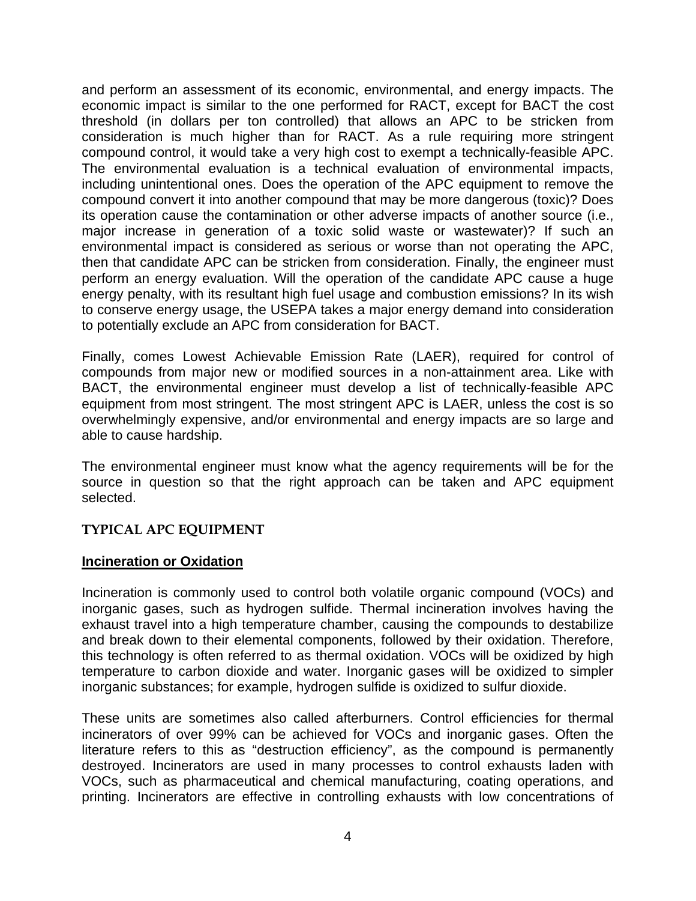and perform an assessment of its economic, environmental, and energy impacts. The economic impact is similar to the one performed for RACT, except for BACT the cost threshold (in dollars per ton controlled) that allows an APC to be stricken from consideration is much higher than for RACT. As a rule requiring more stringent compound control, it would take a very high cost to exempt a technically-feasible APC. The environmental evaluation is a technical evaluation of environmental impacts, including unintentional ones. Does the operation of the APC equipment to remove the compound convert it into another compound that may be more dangerous (toxic)? Does its operation cause the contamination or other adverse impacts of another source (i.e., major increase in generation of a toxic solid waste or wastewater)? If such an environmental impact is considered as serious or worse than not operating the APC, then that candidate APC can be stricken from consideration. Finally, the engineer must perform an energy evaluation. Will the operation of the candidate APC cause a huge energy penalty, with its resultant high fuel usage and combustion emissions? In its wish to conserve energy usage, the USEPA takes a major energy demand into consideration to potentially exclude an APC from consideration for BACT.

Finally, comes Lowest Achievable Emission Rate (LAER), required for control of compounds from major new or modified sources in a non-attainment area. Like with BACT, the environmental engineer must develop a list of technically-feasible APC equipment from most stringent. The most stringent APC is LAER, unless the cost is so overwhelmingly expensive, and/or environmental and energy impacts are so large and able to cause hardship.

The environmental engineer must know what the agency requirements will be for the source in question so that the right approach can be taken and APC equipment selected.

## TYPICAL APC EQUIPMENT

### Incineration or Oxidation

Incineration is commonly used to control both volatile organic compound (VOCs) and inorganic gases, such as hydrogen sulfide. Thermal incineration involves having the exhaust travel into a high temperature chamber, causing the compounds to destabilize and break down to their elemental components, followed by their oxidation. Therefore, this technology is often referred to as thermal oxidation. VOCs will be oxidized by high temperature to carbon dioxide and water. Inorganic gases will be oxidized to simpler inorganic substances; for example, hydrogen sulfide is oxidized to sulfur dioxide.

These units are sometimes also called afterburners. Control efficiencies for thermal incinerators of over 99% can be achieved for VOCs and inorganic gases. Often the literature refers to this as "destruction efficiency", as the compound is permanently destroyed. Incinerators are used in many processes to control exhausts laden with VOCs, such as pharmaceutical and chemical manufacturing, coating operations, and printing. Incinerators are effective in controlling exhausts with low concentrations of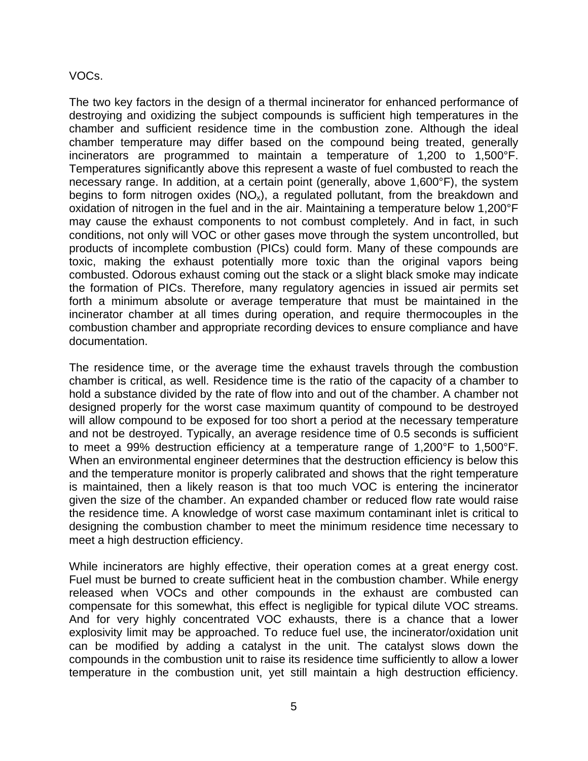VOCs.

The two key factors in the design of a thermal incinerator for enhanced performance of destroying and oxidizing the subject compounds is sufficient high temperatures in the chamber and sufficient residence time in the combustion zone. Although the ideal chamber temperature may differ based on the compound being treated, generally incinerators are programmed to maintain a temperature of 1,200 to 1,500°F. Temperatures significantly above this represent a waste of fuel combusted to reach the necessary range. In addition, at a certain point (generally, above 1,600°F), the system begins to form nitrogen oxides ($NO_x$), a regulated pollutant, from the breakdown and oxidation of nitrogen in the fuel and in the air. Maintaining a temperature below 1,200°F may cause the exhaust components to not combust completely. And in fact, in such conditions, not only will VOC or other gases move through the system uncontrolled, but products of incomplete combustion (PICs) could form. Many of these compounds are toxic, making the exhaust potentially more toxic than the original vapors being combusted. Odorous exhaust coming out the stack or a slight black smoke may indicate the formation of PICs. Therefore, many regulatory agencies in issued air permits set forth a minimum absolute or average temperature that must be maintained in the incinerator chamber at all times during operation, and require thermocouples in the combustion chamber and appropriate recording devices to ensure compliance and have documentation.

The residence time, or the average time the exhaust travels through the combustion chamber is critical, as well. Residence time is the ratio of the capacity of a chamber to hold a substance divided by the rate of flow into and out of the chamber. A chamber not designed properly for the worst case maximum quantity of compound to be destroyed will allow compound to be exposed for too short a period at the necessary temperature and not be destroyed. Typically, an average residence time of 0.5 seconds is sufficient to meet a 99% destruction efficiency at a temperature range of 1,200°F to 1,500°F. When an environmental engineer determines that the destruction efficiency is below this and the temperature monitor is properly calibrated and shows that the right temperature is maintained, then a likely reason is that too much VOC is entering the incinerator given the size of the chamber. An expanded chamber or reduced flow rate would raise the residence time. A knowledge of worst case maximum contaminant inlet is critical to designing the combustion chamber to meet the minimum residence time necessary to meet a high destruction efficiency.

While incinerators are highly effective, their operation comes at a great energy cost. Fuel must be burned to create sufficient heat in the combustion chamber. While energy released when VOCs and other compounds in the exhaust are combusted can compensate for this somewhat, this effect is negligible for typical dilute VOC streams. And for very highly concentrated VOC exhausts, there is a chance that a lower explosivity limit may be approached. To reduce fuel use, the incinerator/oxidation unit can be modified by adding a catalyst in the unit. The catalyst slows down the compounds in the combustion unit to raise its residence time sufficiently to allow a lower temperature in the combustion unit, yet still maintain a high destruction efficiency.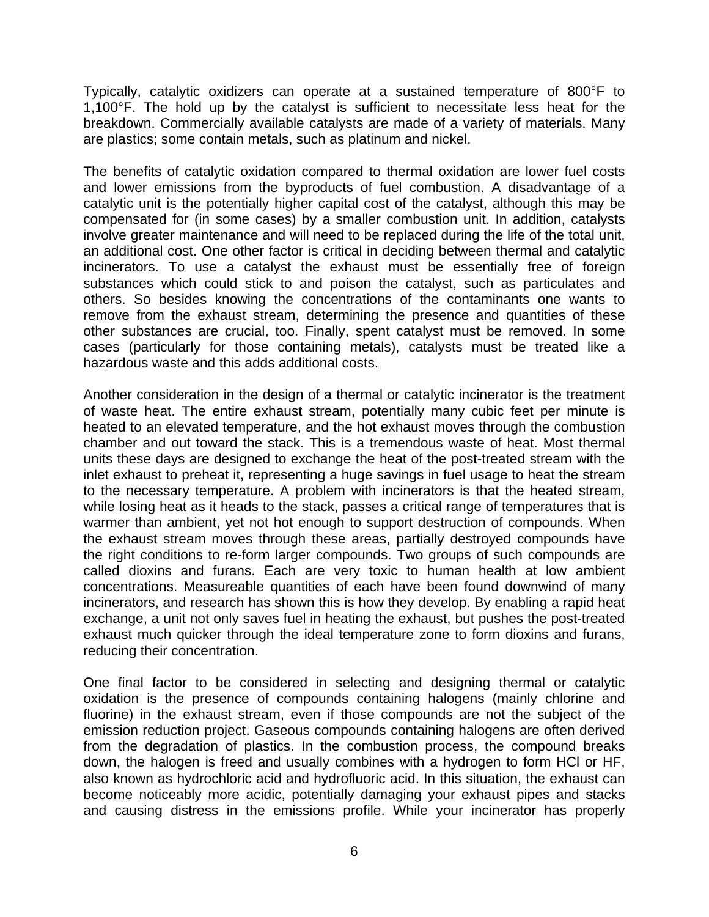Typically, catalytic oxidizers can operate at a sustained temperature of 800°F to 1,100°F. The hold up by the catalyst is sufficient to necessitate less heat for the breakdown. Commercially available catalysts are made of a variety of materials. Many are plastics; some contain metals, such as platinum and nickel.

The benefits of catalytic oxidation compared to thermal oxidation are lower fuel costs and lower emissions from the byproducts of fuel combustion. A disadvantage of a catalytic unit is the potentially higher capital cost of the catalyst, although this may be compensated for (in some cases) by a smaller combustion unit. In addition, catalysts involve greater maintenance and will need to be replaced during the life of the total unit, an additional cost. One other factor is critical in deciding between thermal and catalytic incinerators. To use a catalyst the exhaust must be essentially free of foreign substances which could stick to and poison the catalyst, such as particulates and others. So besides knowing the concentrations of the contaminants one wants to remove from the exhaust stream, determining the presence and quantities of these other substances are crucial, too. Finally, spent catalyst must be removed. In some cases (particularly for those containing metals), catalysts must be treated like a hazardous waste and this adds additional costs.

Another consideration in the design of a thermal or catalytic incinerator is the treatment of waste heat. The entire exhaust stream, potentially many cubic feet per minute is heated to an elevated temperature, and the hot exhaust moves through the combustion chamber and out toward the stack. This is a tremendous waste of heat. Most thermal units these days are designed to exchange the heat of the post-treated stream with the inlet exhaust to preheat it, representing a huge savings in fuel usage to heat the stream to the necessary temperature. A problem with incinerators is that the heated stream, while losing heat as it heads to the stack, passes a critical range of temperatures that is warmer than ambient, yet not hot enough to support destruction of compounds. When the exhaust stream moves through these areas, partially destroyed compounds have the right conditions to re-form larger compounds. Two groups of such compounds are called dioxins and furans. Each are very toxic to human health at low ambient concentrations. Measureable quantities of each have been found downwind of many incinerators, and research has shown this is how they develop. By enabling a rapid heat exchange, a unit not only saves fuel in heating the exhaust, but pushes the post-treated exhaust much quicker through the ideal temperature zone to form dioxins and furans, reducing their concentration.

One final factor to be considered in selecting and designing thermal or catalytic oxidation is the presence of compounds containing halogens (mainly chlorine and fluorine) in the exhaust stream, even if those compounds are not the subject of the emission reduction project. Gaseous compounds containing halogens are often derived from the degradation of plastics. In the combustion process, the compound breaks down, the halogen is freed and usually combines with a hydrogen to form $HCl$ or $HF$, also known as hydrochloric acid and hydrofluoric acid. In this situation, the exhaust can become noticeably more acidic, potentially damaging your exhaust pipes and stacks and causing distress in the emissions profile. While your incinerator has properly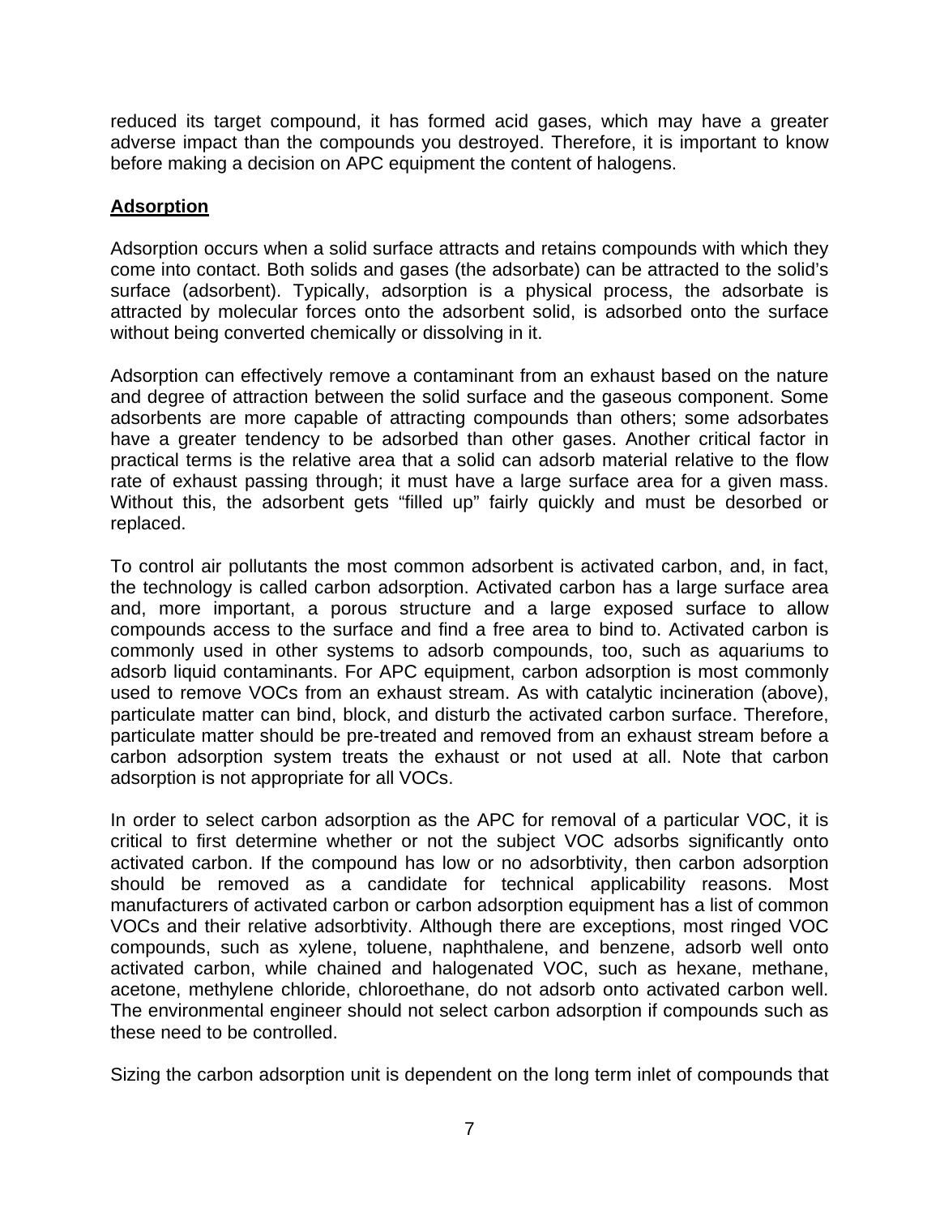reduced its target compound, it has formed acid gases, which may have a greater adverse impact than the compounds you destroyed. Therefore, it is important to know before making a decision on APC equipment the content of halogens.

## Adsorption

Adsorption occurs when a solid surface attracts and retains compounds with which they come into contact. Both solids and gases (the adsorbate) can be attracted to the solid's surface (adsorbent). Typically, adsorption is a physical process, the adsorbate is attracted by molecular forces onto the adsorbent solid, is adsorbed onto the surface without being converted chemically or dissolving in it.

Adsorption can effectively remove a contaminant from an exhaust based on the nature and degree of attraction between the solid surface and the gaseous component. Some adsorbents are more capable of attracting compounds than others; some adsorbates have a greater tendency to be adsorbed than other gases. Another critical factor in practical terms is the relative area that a solid can adsorb material relative to the flow rate of exhaust passing through; it must have a large surface area for a given mass. Without this, the adsorbent gets "filled up" fairly quickly and must be desorbed or replaced.

To control air pollutants the most common adsorbent is activated carbon, and, in fact, the technology is called carbon adsorption. Activated carbon has a large surface area and, more important, a porous structure and a large exposed surface to allow compounds access to the surface and find a free area to bind to. Activated carbon is commonly used in other systems to adsorb compounds, too, such as aquariums to adsorb liquid contaminants. For APC equipment, carbon adsorption is most commonly used to remove VOCs from an exhaust stream. As with catalytic incineration (above), particulate matter can bind, block, and disturb the activated carbon surface. Therefore, particulate matter should be pre-treated and removed from an exhaust stream before a carbon adsorption system treats the exhaust or not used at all. Note that carbon adsorption is not appropriate for all VOCs.

In order to select carbon adsorption as the APC for removal of a particular VOC, it is critical to first determine whether or not the subject VOC adsorbs significantly onto activated carbon. If the compound has low or no adsorbtivity, then carbon adsorption should be removed as a candidate for technical applicability reasons. Most manufacturers of activated carbon or carbon adsorption equipment has a list of common VOCs and their relative adsorbtivity. Although there are exceptions, most ringed VOC compounds, such as xylene, toluene, naphthalene, and benzene, adsorb well onto activated carbon, while chained and halogenated VOC, such as hexane, methane, acetone, methylene chloride, chloroethane, do not adsorb onto activated carbon well. The environmental engineer should not select carbon adsorption if compounds such as these need to be controlled.

Sizing the carbon adsorption unit is dependent on the long term inlet of compounds that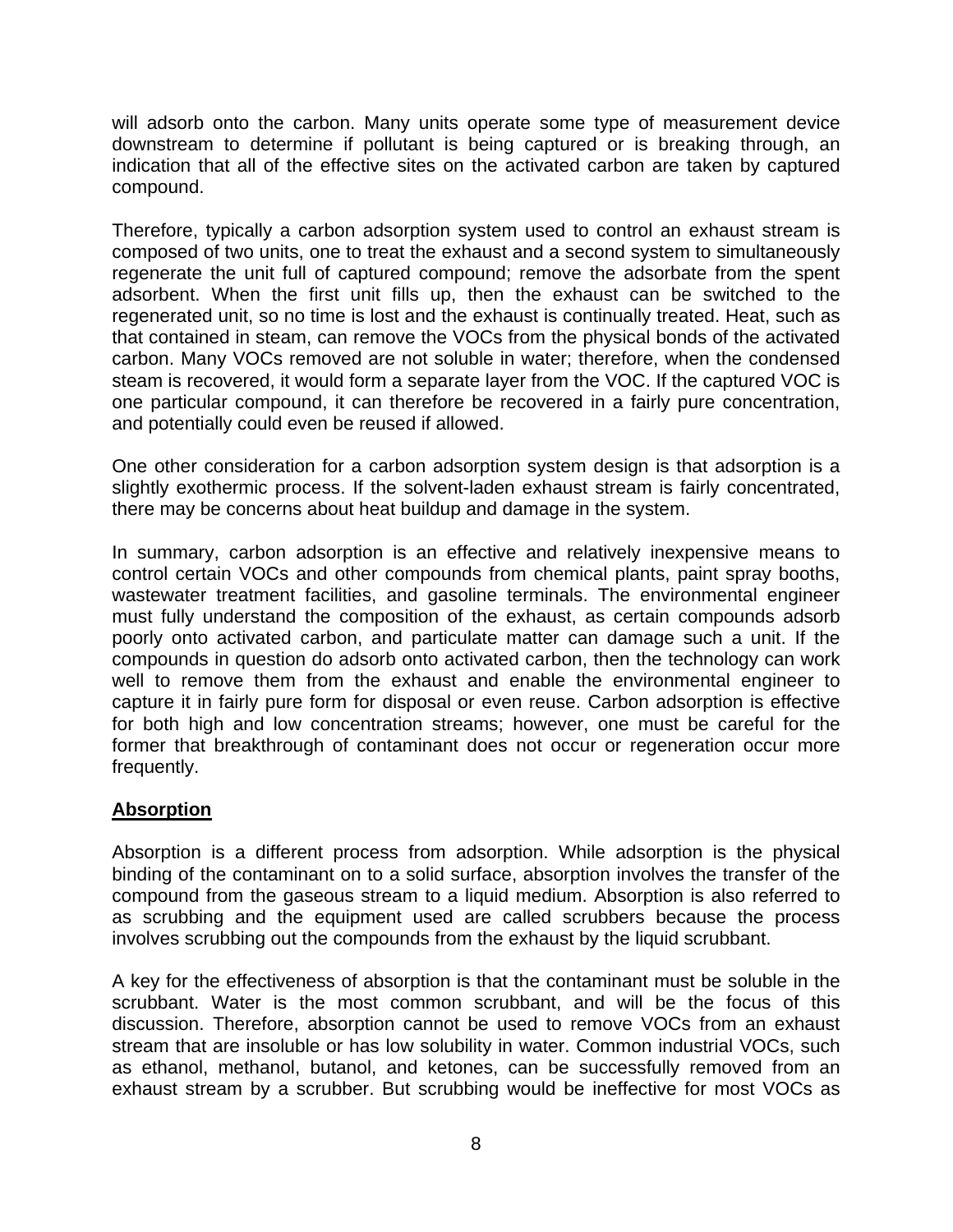will adsorb onto the carbon. Many units operate some type of measurement device downstream to determine if pollutant is being captured or is breaking through, an indication that all of the effective sites on the activated carbon are taken by captured compound.

Therefore, typically a carbon adsorption system used to control an exhaust stream is composed of two units, one to treat the exhaust and a second system to simultaneously regenerate the unit full of captured compound; remove the adsorbate from the spent adsorbent. When the first unit fills up, then the exhaust can be switched to the regenerated unit, so no time is lost and the exhaust is continually treated. Heat, such as that contained in steam, can remove the VOCs from the physical bonds of the activated carbon. Many VOCs removed are not soluble in water; therefore, when the condensed steam is recovered, it would form a separate layer from the VOC. If the captured VOC is one particular compound, it can therefore be recovered in a fairly pure concentration, and potentially could even be reused if allowed.

One other consideration for a carbon adsorption system design is that adsorption is a slightly exothermic process. If the solvent-laden exhaust stream is fairly concentrated, there may be concerns about heat buildup and damage in the system.

In summary, carbon adsorption is an effective and relatively inexpensive means to control certain VOCs and other compounds from chemical plants, paint spray booths, wastewater treatment facilities, and gasoline terminals. The environmental engineer must fully understand the composition of the exhaust, as certain compounds adsorb poorly onto activated carbon, and particulate matter can damage such a unit. If the compounds in question do adsorb onto activated carbon, then the technology can work well to remove them from the exhaust and enable the environmental engineer to capture it in fairly pure form for disposal or even reuse. Carbon adsorption is effective for both high and low concentration streams; however, one must be careful for the former that breakthrough of contaminant does not occur or regeneration occur more frequently.

## Absorption

Absorption is a different process from adsorption. While adsorption is the physical binding of the contaminant on to a solid surface, absorption involves the transfer of the compound from the gaseous stream to a liquid medium. Absorption is also referred to as scrubbing and the equipment used are called scrubbers because the process involves scrubbing out the compounds from the exhaust by the liquid scrubbant.

A key for the effectiveness of absorption is that the contaminant must be soluble in the scrubbant. Water is the most common scrubbant, and will be the focus of this discussion. Therefore, absorption cannot be used to remove VOCs from an exhaust stream that are insoluble or has low solubility in water. Common industrial VOCs, such as ethanol, methanol, butanol, and ketones, can be successfully removed from an exhaust stream by a scrubber. But scrubbing would be ineffective for most VOCs as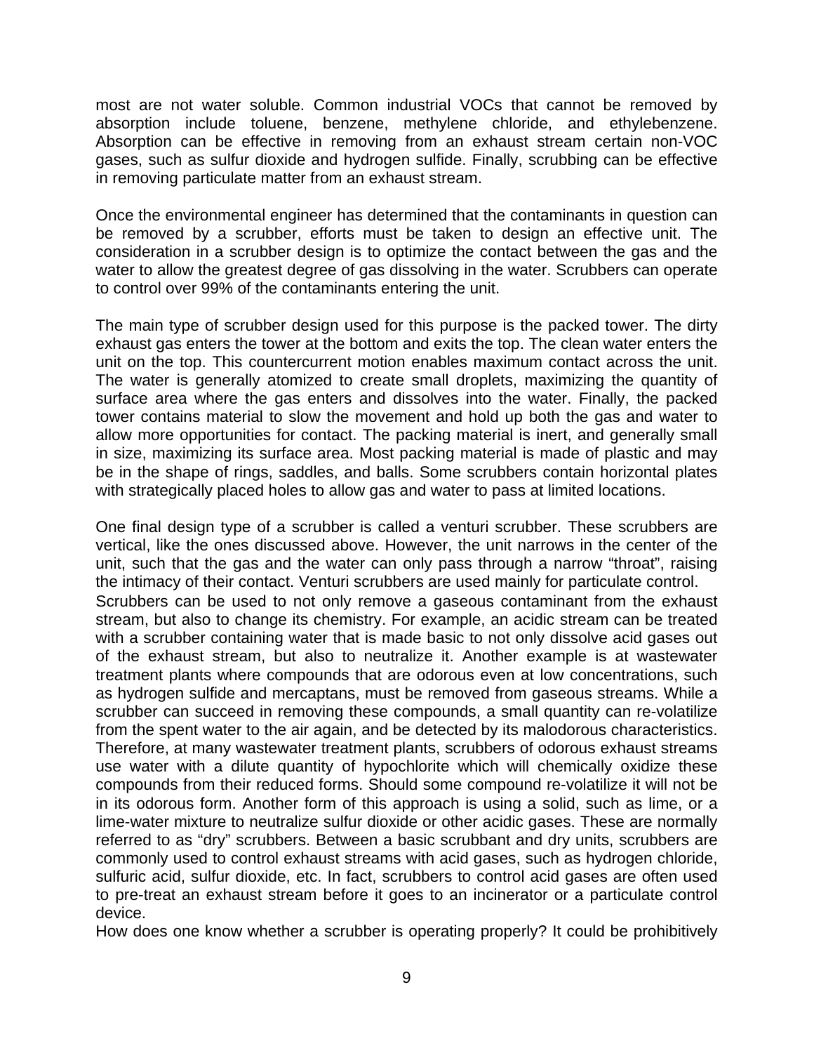most are not water soluble. Common industrial VOCs that cannot be removed by absorption include toluene, benzene, methylene chloride, and ethylebenzene. Absorption can be effective in removing from an exhaust stream certain non-VOC gases, such as sulfur dioxide and hydrogen sulfide. Finally, scrubbing can be effective in removing particulate matter from an exhaust stream.

Once the environmental engineer has determined that the contaminants in question can be removed by a scrubber, efforts must be taken to design an effective unit. The consideration in a scrubber design is to optimize the contact between the gas and the water to allow the greatest degree of gas dissolving in the water. Scrubbers can operate to control over 99% of the contaminants entering the unit.

The main type of scrubber design used for this purpose is the packed tower. The dirty exhaust gas enters the tower at the bottom and exits the top. The clean water enters the unit on the top. This countercurrent motion enables maximum contact across the unit. The water is generally atomized to create small droplets, maximizing the quantity of surface area where the gas enters and dissolves into the water. Finally, the packed tower contains material to slow the movement and hold up both the gas and water to allow more opportunities for contact. The packing material is inert, and generally small in size, maximizing its surface area. Most packing material is made of plastic and may be in the shape of rings, saddles, and balls. Some scrubbers contain horizontal plates with strategically placed holes to allow gas and water to pass at limited locations.

One final design type of a scrubber is called a venturi scrubber. These scrubbers are vertical, like the ones discussed above. However, the unit narrows in the center of the unit, such that the gas and the water can only pass through a narrow "throat", raising the intimacy of their contact. Venturi scrubbers are used mainly for particulate control.

Scrubbers can be used to not only remove a gaseous contaminant from the exhaust stream, but also to change its chemistry. For example, an acidic stream can be treated with a scrubber containing water that is made basic to not only dissolve acid gases out of the exhaust stream, but also to neutralize it. Another example is at wastewater treatment plants where compounds that are odorous even at low concentrations, such as hydrogen sulfide and mercaptans, must be removed from gaseous streams. While a scrubber can succeed in removing these compounds, a small quantity can re-volatilize from the spent water to the air again, and be detected by its malodorous characteristics. Therefore, at many wastewater treatment plants, scrubbers of odorous exhaust streams use water with a dilute quantity of hypochlorite which will chemically oxidize these compounds from their reduced forms. Should some compound re-volatilize it will not be in its odorous form. Another form of this approach is using a solid, such as lime, or a lime-water mixture to neutralize sulfur dioxide or other acidic gases. These are normally referred to as "dry" scrubbers. Between a basic scrubbant and dry units, scrubbers are commonly used to control exhaust streams with acid gases, such as hydrogen chloride, sulfuric acid, sulfur dioxide, etc. In fact, scrubbers to control acid gases are often used to pre-treat an exhaust stream before it goes to an incinerator or a particulate control device.

How does one know whether a scrubber is operating properly? It could be prohibitively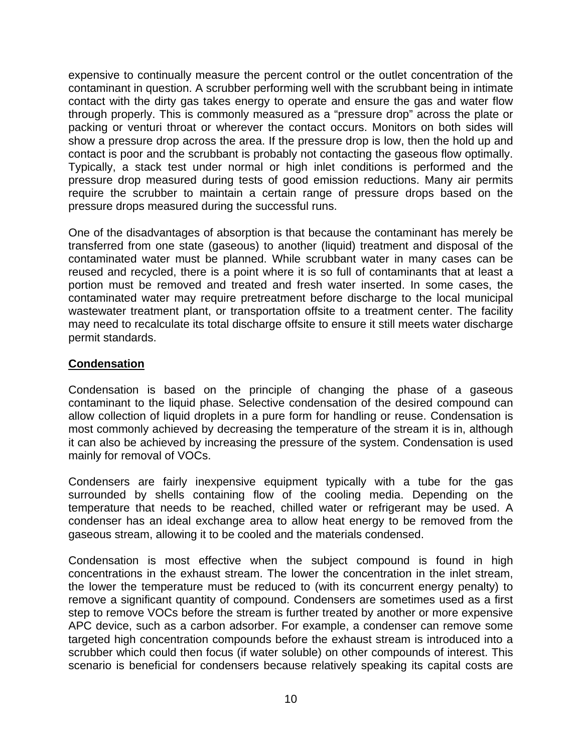expensive to continually measure the percent control or the outlet concentration of the contaminant in question. A scrubber performing well with the scrubbant being in intimate contact with the dirty gas takes energy to operate and ensure the gas and water flow through properly. This is commonly measured as a "pressure drop" across the plate or packing or venturi throat or wherever the contact occurs. Monitors on both sides will show a pressure drop across the area. If the pressure drop is low, then the hold up and contact is poor and the scrubbant is probably not contacting the gaseous flow optimally. Typically, a stack test under normal or high inlet conditions is performed and the pressure drop measured during tests of good emission reductions. Many air permits require the scrubber to maintain a certain range of pressure drops based on the pressure drops measured during the successful runs.

One of the disadvantages of absorption is that because the contaminant has merely be transferred from one state (gaseous) to another (liquid) treatment and disposal of the contaminated water must be planned. While scrubbant water in many cases can be reused and recycled, there is a point where it is so full of contaminants that at least a portion must be removed and treated and fresh water inserted. In some cases, the contaminated water may require pretreatment before discharge to the local municipal wastewater treatment plant, or transportation offsite to a treatment center. The facility may need to recalculate its total discharge offsite to ensure it still meets water discharge permit standards.

## Condensation

Condensation is based on the principle of changing the phase of a gaseous contaminant to the liquid phase. Selective condensation of the desired compound can allow collection of liquid droplets in a pure form for handling or reuse. Condensation is most commonly achieved by decreasing the temperature of the stream it is in, although it can also be achieved by increasing the pressure of the system. Condensation is used mainly for removal of VOCs.

Condensers are fairly inexpensive equipment typically with a tube for the gas surrounded by shells containing flow of the cooling media. Depending on the temperature that needs to be reached, chilled water or refrigerant may be used. A condenser has an ideal exchange area to allow heat energy to be removed from the gaseous stream, allowing it to be cooled and the materials condensed.

Condensation is most effective when the subject compound is found in high concentrations in the exhaust stream. The lower the concentration in the inlet stream, the lower the temperature must be reduced to (with its concurrent energy penalty) to remove a significant quantity of compound. Condensers are sometimes used as a first step to remove VOCs before the stream is further treated by another or more expensive APC device, such as a carbon adsorber. For example, a condenser can remove some targeted high concentration compounds before the exhaust stream is introduced into a scrubber which could then focus (if water soluble) on other compounds of interest. This scenario is beneficial for condensers because relatively speaking its capital costs are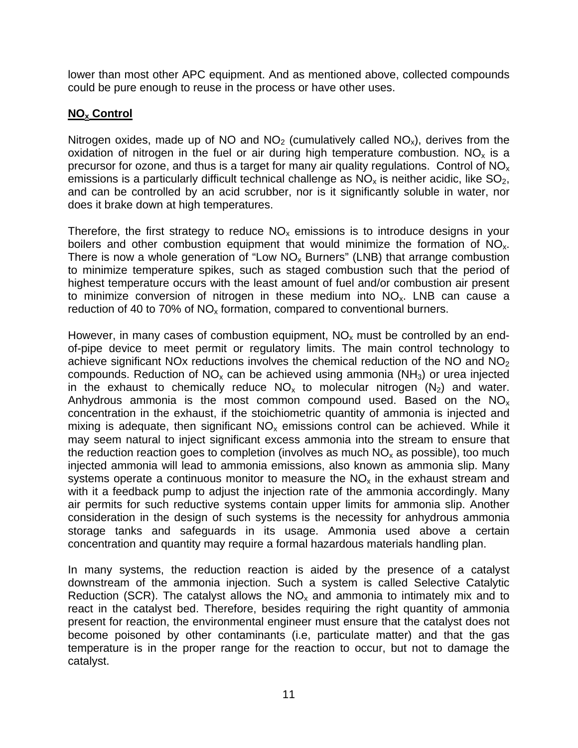lower than most other APC equipment. And as mentioned above, collected compounds could be pure enough to reuse in the process or have other uses.

**$NO_x$ Control**

Nitrogen oxides, made up of NO and $NO_2$ (cumulatively called $NO_x$), derives from the oxidation of nitrogen in the fuel or air during high temperature combustion. $NO_x$ is a precursor for ozone, and thus is a target for many air quality regulations. Control of $NO_x$ emissions is a particularly difficult technical challenge as $NO_x$ is neither acidic, like $SO_2$, and can be controlled by an acid scrubber, nor is it significantly soluble in water, nor does it brake down at high temperatures.

Therefore, the first strategy to reduce $NO_x$ emissions is to introduce designs in your boilers and other combustion equipment that would minimize the formation of $NO_x$. There is now a whole generation of "Low $NO_x$ Burners" (LNB) that arrange combustion to minimize temperature spikes, such as staged combustion such that the period of highest temperature occurs with the least amount of fuel and/or combustion air present to minimize conversion of nitrogen in these medium into $NO_x$. LNB can cause a reduction of 40 to 70% of $NO_x$ formation, compared to conventional burners.

However, in many cases of combustion equipment, $NO_x$ must be controlled by an end-of-pipe device to meet permit or regulatory limits. The main control technology to achieve significant NOx reductions involves the chemical reduction of the NO and $NO_2$ compounds. Reduction of $NO_x$ can be achieved using ammonia ($NH_3$) or urea injected in the exhaust to chemically reduce $NO_x$ to molecular nitrogen ($N_2$) and water. Anhydrous ammonia is the most common compound used. Based on the $NO_x$ concentration in the exhaust, if the stoichiometric quantity of ammonia is injected and mixing is adequate, then significant $NO_x$ emissions control can be achieved. While it may seem natural to inject significant excess ammonia into the stream to ensure that the reduction reaction goes to completion (involves as much $NO_x$ as possible), too much injected ammonia will lead to ammonia emissions, also known as ammonia slip. Many systems operate a continuous monitor to measure the $NO_x$ in the exhaust stream and with it a feedback pump to adjust the injection rate of the ammonia accordingly. Many air permits for such reductive systems contain upper limits for ammonia slip. Another consideration in the design of such systems is the necessity for anhydrous ammonia storage tanks and safeguards in its usage. Ammonia used above a certain concentration and quantity may require a formal hazardous materials handling plan.

In many systems, the reduction reaction is aided by the presence of a catalyst downstream of the ammonia injection. Such a system is called Selective Catalytic Reduction (SCR). The catalyst allows the $NO_x$ and ammonia to intimately mix and to react in the catalyst bed. Therefore, besides requiring the right quantity of ammonia present for reaction, the environmental engineer must ensure that the catalyst does not become poisoned by other contaminants (i.e, particulate matter) and that the gas temperature is in the proper range for the reaction to occur, but not to damage the catalyst.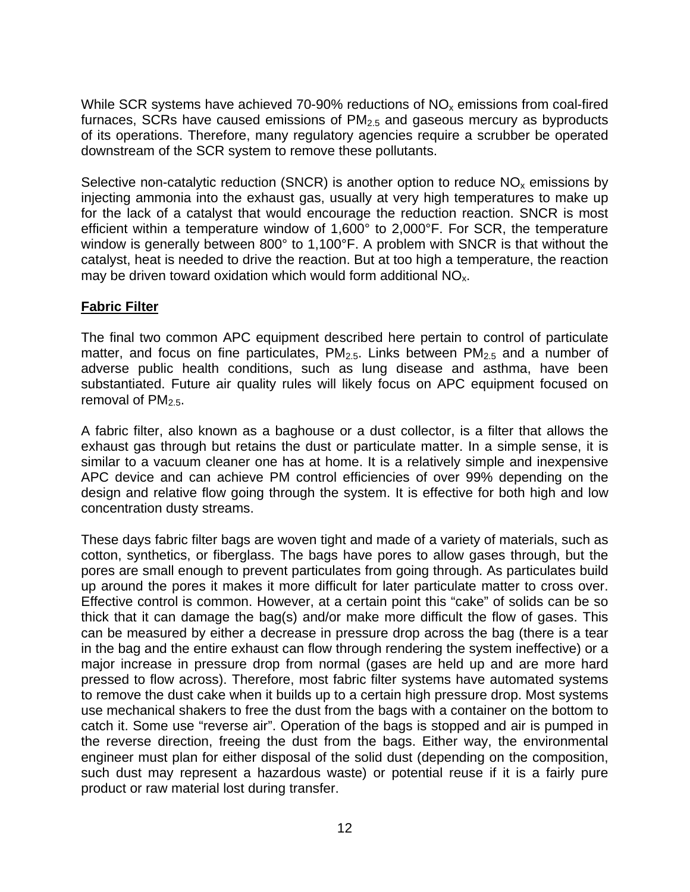While SCR systems have achieved 70-90% reductions of $NO_x$ emissions from coal-fired furnaces, SCRs have caused emissions of $PM_{2.5}$ and gaseous mercury as byproducts of its operations. Therefore, many regulatory agencies require a scrubber be operated downstream of the SCR system to remove these pollutants.

Selective non-catalytic reduction (SNCR) is another option to reduce $NO_x$ emissions by injecting ammonia into the exhaust gas, usually at very high temperatures to make up for the lack of a catalyst that would encourage the reduction reaction. SNCR is most efficient within a temperature window of 1,600° to 2,000°F. For SCR, the temperature window is generally between 800° to 1,100°F. A problem with SNCR is that without the catalyst, heat is needed to drive the reaction. But at too high a temperature, the reaction may be driven toward oxidation which would form additional $NO_x$.

**Fabric Filter**

The final two common APC equipment described here pertain to control of particulate matter, and focus on fine particulates, $PM_{2.5}$. Links between $PM_{2.5}$ and a number of adverse public health conditions, such as lung disease and asthma, have been substantiated. Future air quality rules will likely focus on APC equipment focused on removal of $PM_{2.5}$.

A fabric filter, also known as a baghouse or a dust collector, is a filter that allows the exhaust gas through but retains the dust or particulate matter. In a simple sense, it is similar to a vacuum cleaner one has at home. It is a relatively simple and inexpensive APC device and can achieve PM control efficiencies of over 99% depending on the design and relative flow going through the system. It is effective for both high and low concentration dusty streams.

These days fabric filter bags are woven tight and made of a variety of materials, such as cotton, synthetics, or fiberglass. The bags have pores to allow gases through, but the pores are small enough to prevent particulates from going through. As particulates build up around the pores it makes it more difficult for later particulate matter to cross over. Effective control is common. However, at a certain point this "cake" of solids can be so thick that it can damage the bag(s) and/or make more difficult the flow of gases. This can be measured by either a decrease in pressure drop across the bag (there is a tear in the bag and the entire exhaust can flow through rendering the system ineffective) or a major increase in pressure drop from normal (gases are held up and are more hard pressed to flow across). Therefore, most fabric filter systems have automated systems to remove the dust cake when it builds up to a certain high pressure drop. Most systems use mechanical shakers to free the dust from the bags with a container on the bottom to catch it. Some use "reverse air". Operation of the bags is stopped and air is pumped in the reverse direction, freeing the dust from the bags. Either way, the environmental engineer must plan for either disposal of the solid dust (depending on the composition, such dust may represent a hazardous waste) or potential reuse if it is a fairly pure product or raw material lost during transfer.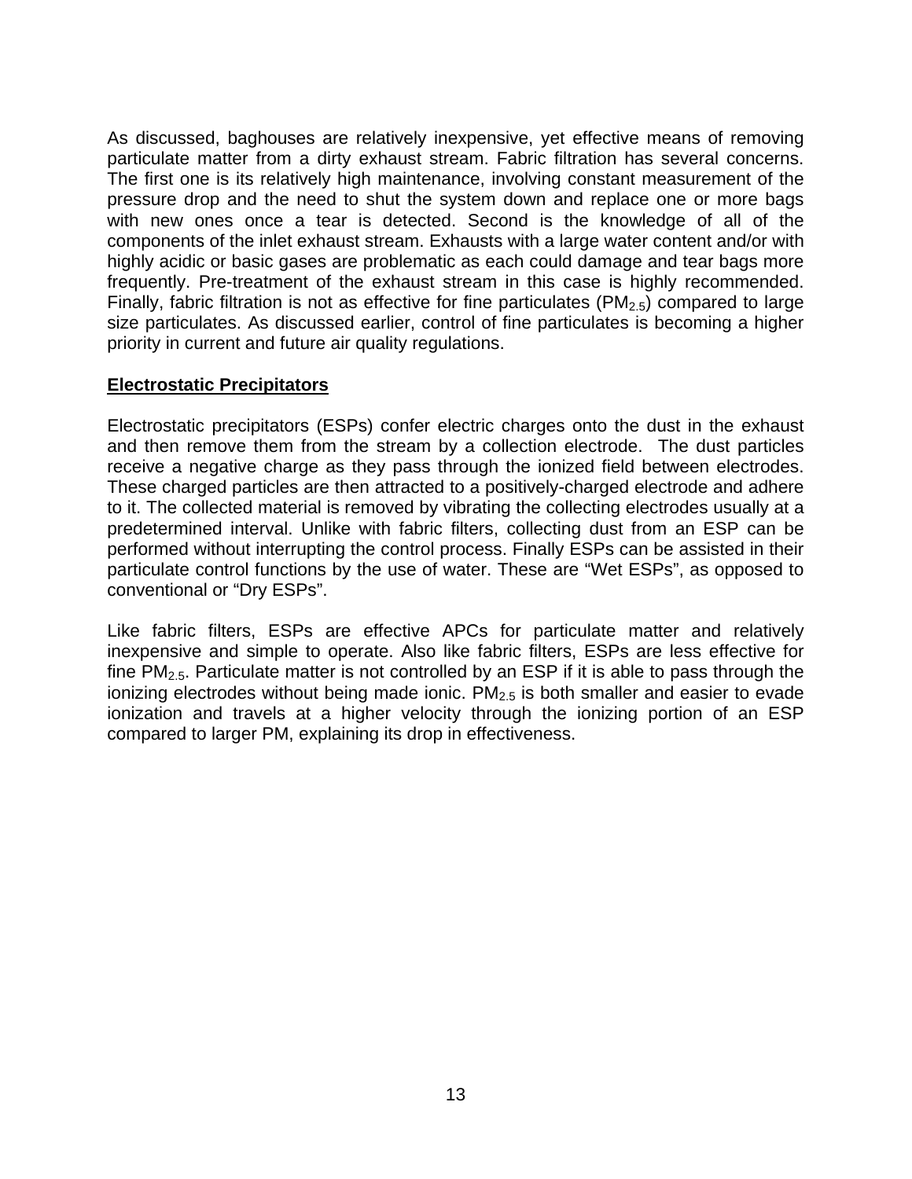As discussed, baghouses are relatively inexpensive, yet effective means of removing particulate matter from a dirty exhaust stream. Fabric filtration has several concerns. The first one is its relatively high maintenance, involving constant measurement of the pressure drop and the need to shut the system down and replace one or more bags with new ones once a tear is detected. Second is the knowledge of all of the components of the inlet exhaust stream. Exhausts with a large water content and/or with highly acidic or basic gases are problematic as each could damage and tear bags more frequently. Pre-treatment of the exhaust stream in this case is highly recommended. Finally, fabric filtration is not as effective for fine particulates ($PM_{2.5}$) compared to large size particulates. As discussed earlier, control of fine particulates is becoming a higher priority in current and future air quality regulations.

## Electrostatic Precipitators

Electrostatic precipitators (ESPs) confer electric charges onto the dust in the exhaust and then remove them from the stream by a collection electrode. The dust particles receive a negative charge as they pass through the ionized field between electrodes. These charged particles are then attracted to a positively-charged electrode and adhere to it. The collected material is removed by vibrating the collecting electrodes usually at a predetermined interval. Unlike with fabric filters, collecting dust from an ESP can be performed without interrupting the control process. Finally ESPs can be assisted in their particulate control functions by the use of water. These are "Wet ESPs", as opposed to conventional or "Dry ESPs".

Like fabric filters, ESPs are effective APCs for particulate matter and relatively inexpensive and simple to operate. Also like fabric filters, ESPs are less effective for fine $PM_{2.5}$. Particulate matter is not controlled by an ESP if it is able to pass through the ionizing electrodes without being made ionic. $PM_{2.5}$ is both smaller and easier to evade ionization and travels at a higher velocity through the ionizing portion of an ESP compared to larger PM, explaining its drop in effectiveness.